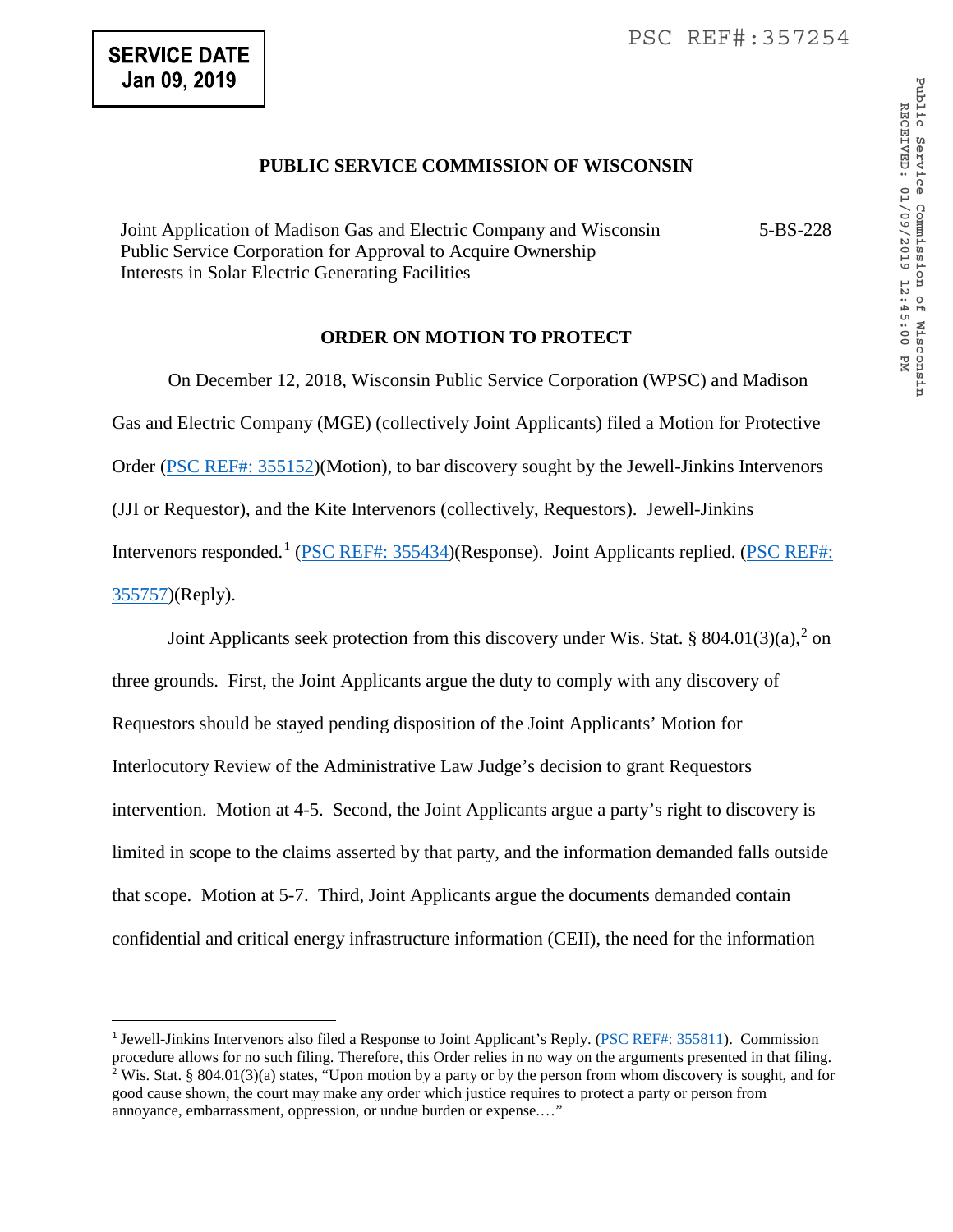**SERVICE DATE**
**Jan 09, 2019**

PSC REF#:357254

Public Service Commission of Wisconsin
RECEIVED: 01/09/2019 12:45:00 PM

# PUBLIC SERVICE COMMISSION OF WISCONSIN

Joint Application of Madison Gas and Electric Company and Wisconsin Public Service Corporation for Approval to Acquire Ownership Interests in Solar Electric Generating Facilities — 5-BS-228

## ORDER ON MOTION TO PROTECT

On December 12, 2018, Wisconsin Public Service Corporation (WPSC) and Madison Gas and Electric Company (MGE) (collectively Joint Applicants) filed a Motion for Protective Order (PSC REF#: 355152)(Motion), to bar discovery sought by the Jewell-Jinkins Intervenors (JJI or Requestor), and the Kite Intervenors (collectively, Requestors). Jewell-Jinkins Intervenors responded.[1] (PSC REF#: 355434)(Response). Joint Applicants replied. (PSC REF#: 355757)(Reply).

Joint Applicants seek protection from this discovery under Wis. Stat. § 804.01(3)(a),[2] on three grounds. First, the Joint Applicants argue the duty to comply with any discovery of Requestors should be stayed pending disposition of the Joint Applicants' Motion for Interlocutory Review of the Administrative Law Judge's decision to grant Requestors intervention. Motion at 4-5. Second, the Joint Applicants argue a party's right to discovery is limited in scope to the claims asserted by that party, and the information demanded falls outside that scope. Motion at 5-7. Third, Joint Applicants argue the documents demanded contain confidential and critical energy infrastructure information (CEII), the need for the information

---

[1] Jewell-Jinkins Intervenors also filed a Response to Joint Applicant's Reply. (PSC REF#: 355811). Commission procedure allows for no such filing. Therefore, this Order relies in no way on the arguments presented in that filing.

[2] Wis. Stat. § 804.01(3)(a) states, "Upon motion by a party or by the person from whom discovery is sought, and for good cause shown, the court may make any order which justice requires to protect a party or person from annoyance, embarrassment, oppression, or undue burden or expense.…"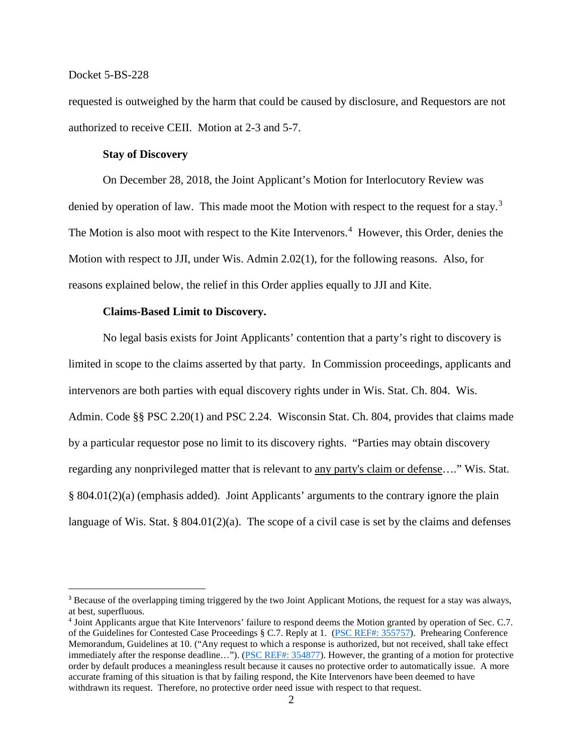requested is outweighed by the harm that could be caused by disclosure, and Requestors are not authorized to receive CEII. Motion at 2-3 and 5-7.

**Stay of Discovery**

On December 28, 2018, the Joint Applicant's Motion for Interlocutory Review was denied by operation of law. This made moot the Motion with respect to the request for a stay.[3] The Motion is also moot with respect to the Kite Intervenors.[4] However, this Order, denies the Motion with respect to JJI, under Wis. Admin 2.02(1), for the following reasons. Also, for reasons explained below, the relief in this Order applies equally to JJI and Kite.

**Claims-Based Limit to Discovery.**

No legal basis exists for Joint Applicants' contention that a party's right to discovery is limited in scope to the claims asserted by that party. In Commission proceedings, applicants and intervenors are both parties with equal discovery rights under in Wis. Stat. Ch. 804. Wis. Admin. Code §§ PSC 2.20(1) and PSC 2.24. Wisconsin Stat. Ch. 804, provides that claims made by a particular requestor pose no limit to its discovery rights. "Parties may obtain discovery regarding any nonprivileged matter that is relevant to <u>any party's claim or defense</u>…." Wis. Stat. § 804.01(2)(a) (emphasis added). Joint Applicants' arguments to the contrary ignore the plain language of Wis. Stat. § 804.01(2)(a). The scope of a civil case is set by the claims and defenses

---

[3] Because of the overlapping timing triggered by the two Joint Applicant Motions, the request for a stay was always, at best, superfluous.

[4] Joint Applicants argue that Kite Intervenors' failure to respond deems the Motion granted by operation of Sec. C.7. of the Guidelines for Contested Case Proceedings § C.7. Reply at 1. (PSC REF#: 355757). Prehearing Conference Memorandum, Guidelines at 10. ("Any request to which a response is authorized, but not received, shall take effect immediately after the response deadline…"). (PSC REF#: 354877). However, the granting of a motion for protective order by default produces a meaningless result because it causes no protective order to automatically issue. A more accurate framing of this situation is that by failing respond, the Kite Intervenors have been deemed to have withdrawn its request. Therefore, no protective order need issue with respect to that request.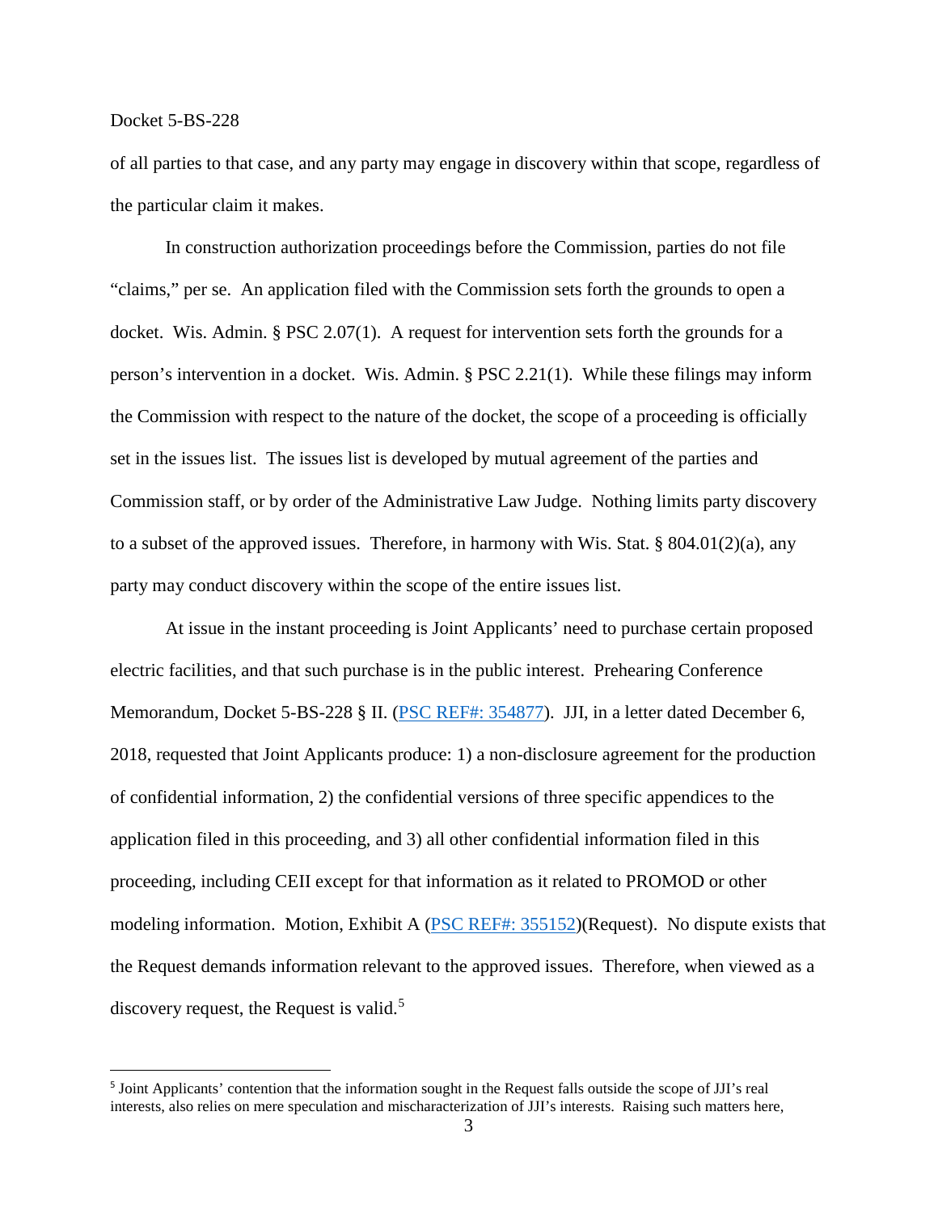of all parties to that case, and any party may engage in discovery within that scope, regardless of the particular claim it makes.

In construction authorization proceedings before the Commission, parties do not file "claims," per se. An application filed with the Commission sets forth the grounds to open a docket. Wis. Admin. § PSC 2.07(1). A request for intervention sets forth the grounds for a person's intervention in a docket. Wis. Admin. § PSC 2.21(1). While these filings may inform the Commission with respect to the nature of the docket, the scope of a proceeding is officially set in the issues list. The issues list is developed by mutual agreement of the parties and Commission staff, or by order of the Administrative Law Judge. Nothing limits party discovery to a subset of the approved issues. Therefore, in harmony with Wis. Stat. § 804.01(2)(a), any party may conduct discovery within the scope of the entire issues list.

At issue in the instant proceeding is Joint Applicants' need to purchase certain proposed electric facilities, and that such purchase is in the public interest. Prehearing Conference Memorandum, Docket 5-BS-228 § II. (PSC REF#: 354877). JJI, in a letter dated December 6, 2018, requested that Joint Applicants produce: 1) a non-disclosure agreement for the production of confidential information, 2) the confidential versions of three specific appendices to the application filed in this proceeding, and 3) all other confidential information filed in this proceeding, including CEII except for that information as it related to PROMOD or other modeling information. Motion, Exhibit A (PSC REF#: 355152)(Request). No dispute exists that the Request demands information relevant to the approved issues. Therefore, when viewed as a discovery request, the Request is valid.[5]

---

[5] Joint Applicants' contention that the information sought in the Request falls outside the scope of JJI's real interests, also relies on mere speculation and mischaracterization of JJI's interests. Raising such matters here,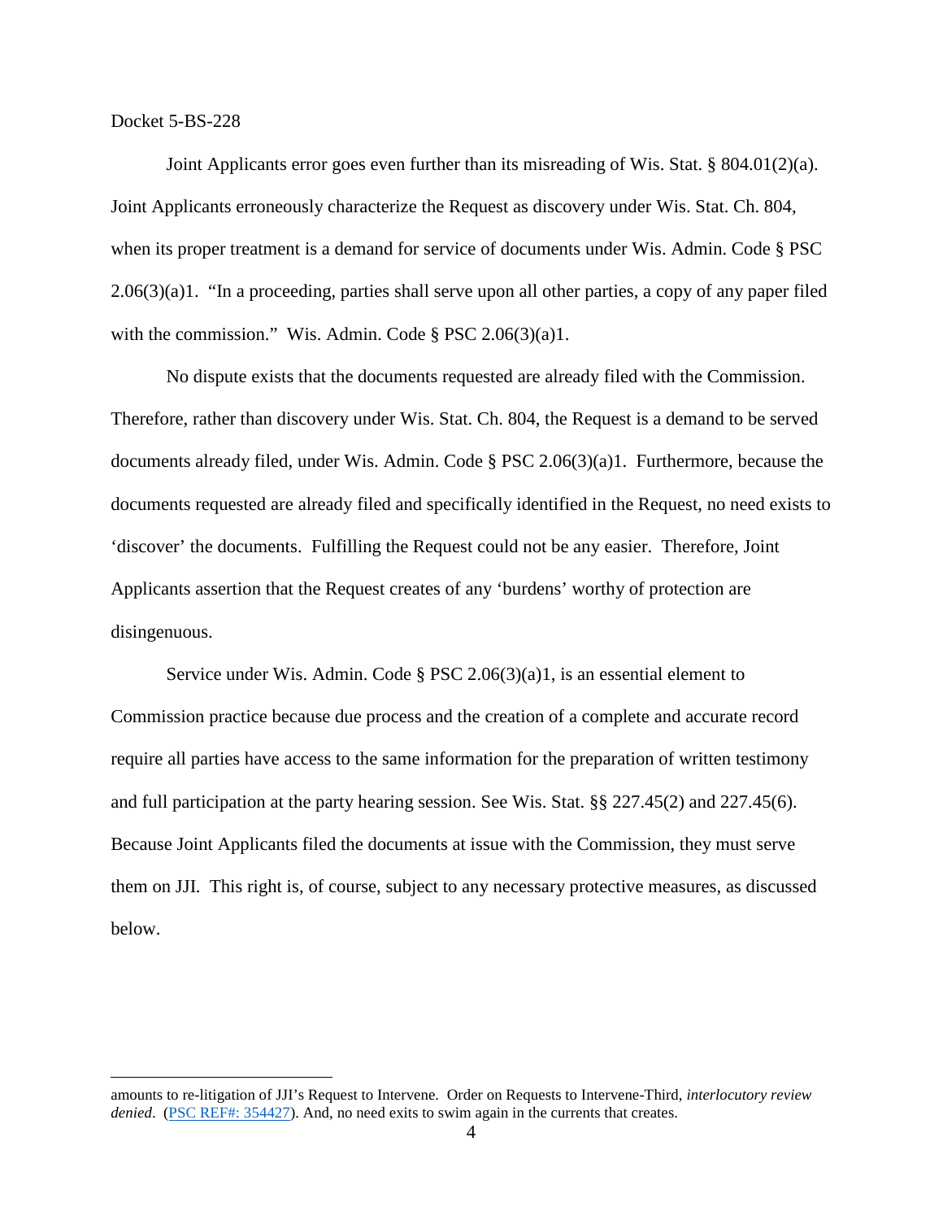Joint Applicants error goes even further than its misreading of Wis. Stat. § 804.01(2)(a). Joint Applicants erroneously characterize the Request as discovery under Wis. Stat. Ch. 804, when its proper treatment is a demand for service of documents under Wis. Admin. Code § PSC 2.06(3)(a)1. "In a proceeding, parties shall serve upon all other parties, a copy of any paper filed with the commission." Wis. Admin. Code § PSC 2.06(3)(a)1.

No dispute exists that the documents requested are already filed with the Commission. Therefore, rather than discovery under Wis. Stat. Ch. 804, the Request is a demand to be served documents already filed, under Wis. Admin. Code § PSC 2.06(3)(a)1. Furthermore, because the documents requested are already filed and specifically identified in the Request, no need exists to 'discover' the documents. Fulfilling the Request could not be any easier. Therefore, Joint Applicants assertion that the Request creates of any 'burdens' worthy of protection are disingenuous.

Service under Wis. Admin. Code § PSC 2.06(3)(a)1, is an essential element to Commission practice because due process and the creation of a complete and accurate record require all parties have access to the same information for the preparation of written testimony and full participation at the party hearing session. See Wis. Stat. §§ 227.45(2) and 227.45(6). Because Joint Applicants filed the documents at issue with the Commission, they must serve them on JJI. This right is, of course, subject to any necessary protective measures, as discussed below.

---

amounts to re-litigation of JJI's Request to Intervene. Order on Requests to Intervene-Third, *interlocutory review denied*. (PSC REF#: 354427). And, no need exits to swim again in the currents that creates.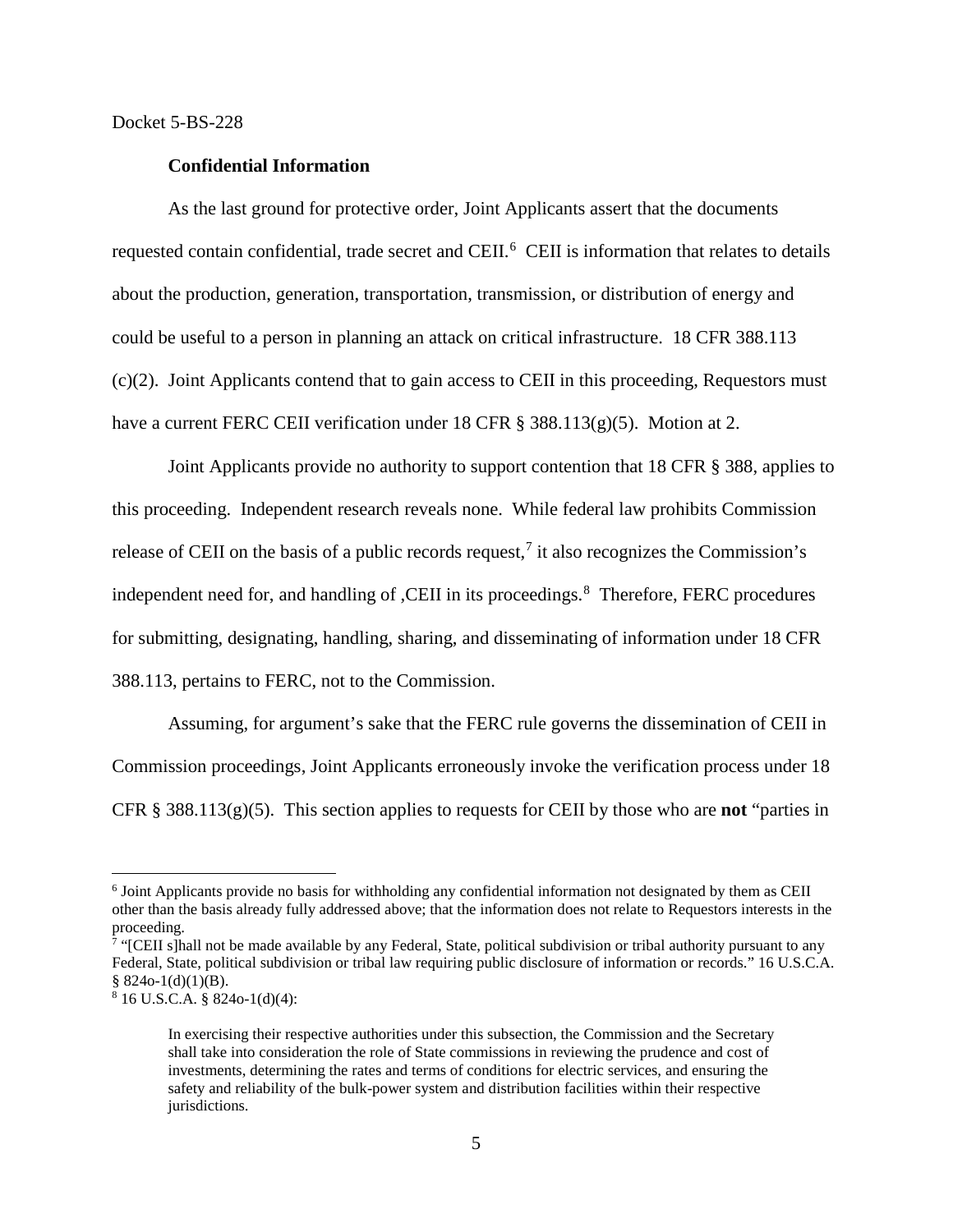Docket 5-BS-228

**Confidential Information**

As the last ground for protective order, Joint Applicants assert that the documents requested contain confidential, trade secret and CEII.[6] CEII is information that relates to details about the production, generation, transportation, transmission, or distribution of energy and could be useful to a person in planning an attack on critical infrastructure. 18 CFR 388.113 (c)(2). Joint Applicants contend that to gain access to CEII in this proceeding, Requestors must have a current FERC CEII verification under 18 CFR § 388.113(g)(5). Motion at 2.

Joint Applicants provide no authority to support contention that 18 CFR § 388, applies to this proceeding. Independent research reveals none. While federal law prohibits Commission release of CEII on the basis of a public records request,[7] it also recognizes the Commission's independent need for, and handling of ,CEII in its proceedings.[8] Therefore, FERC procedures for submitting, designating, handling, sharing, and disseminating of information under 18 CFR 388.113, pertains to FERC, not to the Commission.

Assuming, for argument's sake that the FERC rule governs the dissemination of CEII in Commission proceedings, Joint Applicants erroneously invoke the verification process under 18 CFR § 388.113(g)(5). This section applies to requests for CEII by those who are **not** "parties in

---

[6] Joint Applicants provide no basis for withholding any confidential information not designated by them as CEII other than the basis already fully addressed above; that the information does not relate to Requestors interests in the proceeding.

[7] "[CEII s]hall not be made available by any Federal, State, political subdivision or tribal authority pursuant to any Federal, State, political subdivision or tribal law requiring public disclosure of information or records." 16 U.S.C.A. § 824o-1(d)(1)(B).

[8] 16 U.S.C.A. § 824o-1(d)(4):

> In exercising their respective authorities under this subsection, the Commission and the Secretary shall take into consideration the role of State commissions in reviewing the prudence and cost of investments, determining the rates and terms of conditions for electric services, and ensuring the safety and reliability of the bulk-power system and distribution facilities within their respective jurisdictions.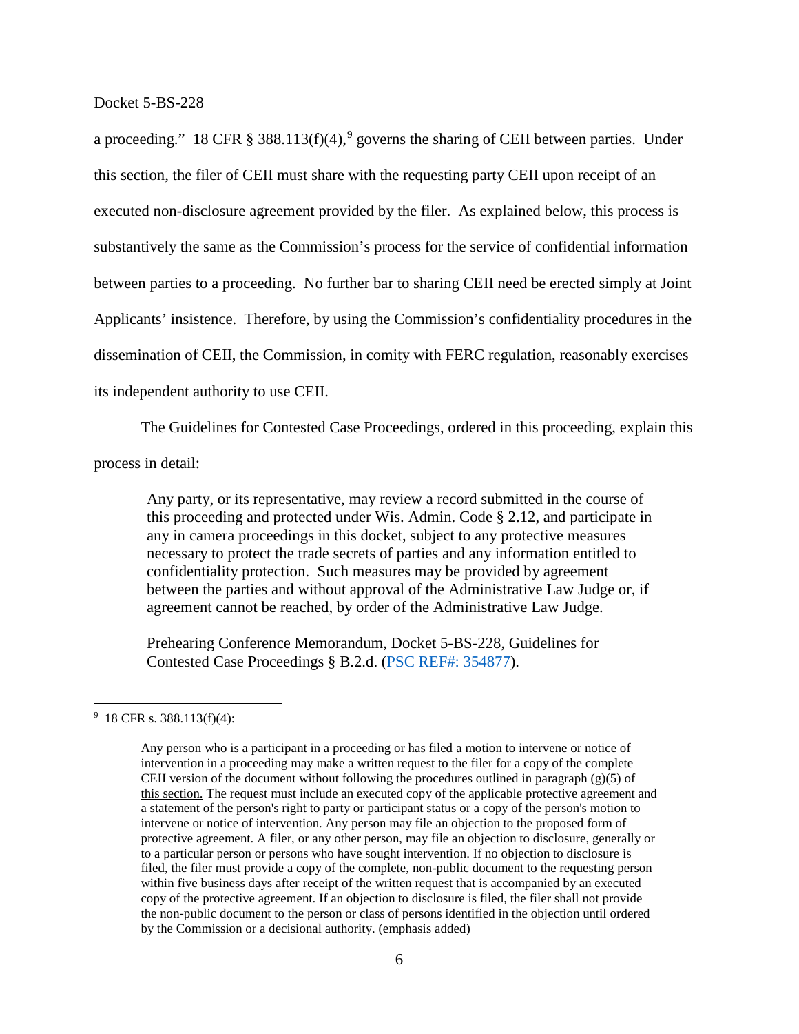a proceeding." 18 CFR § 388.113(f)(4),[9] governs the sharing of CEII between parties. Under this section, the filer of CEII must share with the requesting party CEII upon receipt of an executed non-disclosure agreement provided by the filer. As explained below, this process is substantively the same as the Commission's process for the service of confidential information between parties to a proceeding. No further bar to sharing CEII need be erected simply at Joint Applicants' insistence. Therefore, by using the Commission's confidentiality procedures in the dissemination of CEII, the Commission, in comity with FERC regulation, reasonably exercises its independent authority to use CEII.

The Guidelines for Contested Case Proceedings, ordered in this proceeding, explain this process in detail:

> Any party, or its representative, may review a record submitted in the course of this proceeding and protected under Wis. Admin. Code § 2.12, and participate in any in camera proceedings in this docket, subject to any protective measures necessary to protect the trade secrets of parties and any information entitled to confidentiality protection. Such measures may be provided by agreement between the parties and without approval of the Administrative Law Judge or, if agreement cannot be reached, by order of the Administrative Law Judge.
>
> Prehearing Conference Memorandum, Docket 5-BS-228, Guidelines for Contested Case Proceedings § B.2.d. (PSC REF#: 354877).

---

[9] 18 CFR s. 388.113(f)(4):

> Any person who is a participant in a proceeding or has filed a motion to intervene or notice of intervention in a proceeding may make a written request to the filer for a copy of the complete CEII version of the document <u>without following the procedures outlined in paragraph (g)(5) of this section.</u> The request must include an executed copy of the applicable protective agreement and a statement of the person's right to party or participant status or a copy of the person's motion to intervene or notice of intervention. Any person may file an objection to the proposed form of protective agreement. A filer, or any other person, may file an objection to disclosure, generally or to a particular person or persons who have sought intervention. If no objection to disclosure is filed, the filer must provide a copy of the complete, non-public document to the requesting person within five business days after receipt of the written request that is accompanied by an executed copy of the protective agreement. If an objection to disclosure is filed, the filer shall not provide the non-public document to the person or class of persons identified in the objection until ordered by the Commission or a decisional authority. (emphasis added)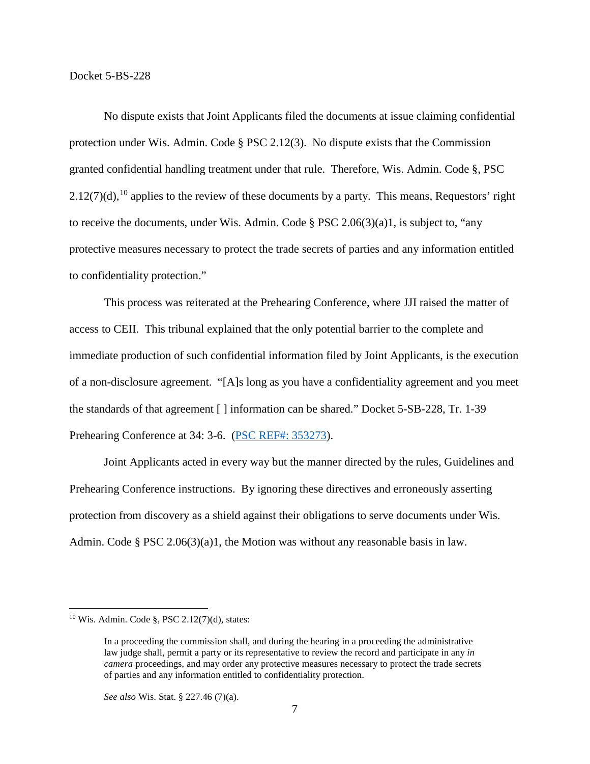No dispute exists that Joint Applicants filed the documents at issue claiming confidential protection under Wis. Admin. Code § PSC 2.12(3). No dispute exists that the Commission granted confidential handling treatment under that rule. Therefore, Wis. Admin. Code §, PSC 2.12(7)(d),[10] applies to the review of these documents by a party. This means, Requestors' right to receive the documents, under Wis. Admin. Code § PSC 2.06(3)(a)1, is subject to, "any protective measures necessary to protect the trade secrets of parties and any information entitled to confidentiality protection."

This process was reiterated at the Prehearing Conference, where JJI raised the matter of access to CEII. This tribunal explained that the only potential barrier to the complete and immediate production of such confidential information filed by Joint Applicants, is the execution of a non-disclosure agreement. "[A]s long as you have a confidentiality agreement and you meet the standards of that agreement [ ] information can be shared." Docket 5-SB-228, Tr. 1-39 Prehearing Conference at 34: 3-6. (PSC REF#: 353273).

Joint Applicants acted in every way but the manner directed by the rules, Guidelines and Prehearing Conference instructions. By ignoring these directives and erroneously asserting protection from discovery as a shield against their obligations to serve documents under Wis. Admin. Code § PSC 2.06(3)(a)1, the Motion was without any reasonable basis in law.

---

[10] Wis. Admin. Code §, PSC 2.12(7)(d), states:

> In a proceeding the commission shall, and during the hearing in a proceeding the administrative law judge shall, permit a party or its representative to review the record and participate in any *in camera* proceedings, and may order any protective measures necessary to protect the trade secrets of parties and any information entitled to confidentiality protection.

*See also* Wis. Stat. § 227.46 (7)(a).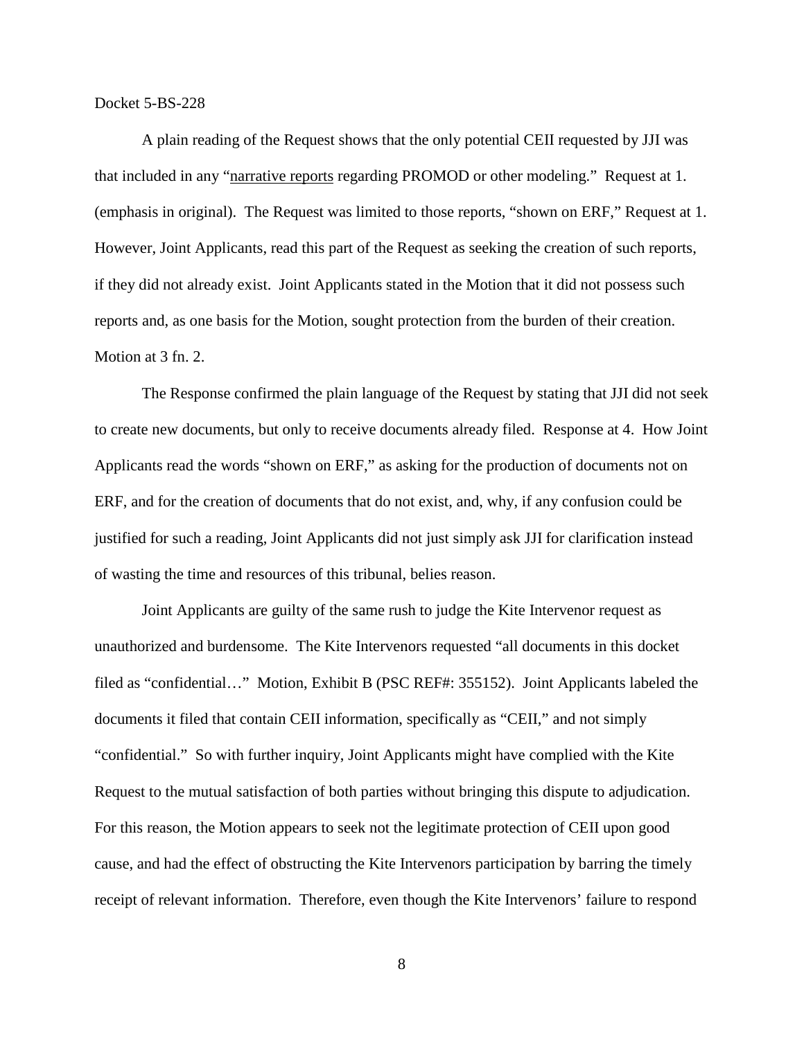Docket 5-BS-228

A plain reading of the Request shows that the only potential CEII requested by JJI was that included in any "<u>narrative reports</u> regarding PROMOD or other modeling." Request at 1. (emphasis in original). The Request was limited to those reports, "shown on ERF," Request at 1. However, Joint Applicants, read this part of the Request as seeking the creation of such reports, if they did not already exist. Joint Applicants stated in the Motion that it did not possess such reports and, as one basis for the Motion, sought protection from the burden of their creation. Motion at 3 fn. 2.

The Response confirmed the plain language of the Request by stating that JJI did not seek to create new documents, but only to receive documents already filed. Response at 4. How Joint Applicants read the words "shown on ERF," as asking for the production of documents not on ERF, and for the creation of documents that do not exist, and, why, if any confusion could be justified for such a reading, Joint Applicants did not just simply ask JJI for clarification instead of wasting the time and resources of this tribunal, belies reason.

Joint Applicants are guilty of the same rush to judge the Kite Intervenor request as unauthorized and burdensome. The Kite Intervenors requested "all documents in this docket filed as "confidential…" Motion, Exhibit B (PSC REF#: 355152). Joint Applicants labeled the documents it filed that contain CEII information, specifically as "CEII," and not simply "confidential." So with further inquiry, Joint Applicants might have complied with the Kite Request to the mutual satisfaction of both parties without bringing this dispute to adjudication. For this reason, the Motion appears to seek not the legitimate protection of CEII upon good cause, and had the effect of obstructing the Kite Intervenors participation by barring the timely receipt of relevant information. Therefore, even though the Kite Intervenors' failure to respond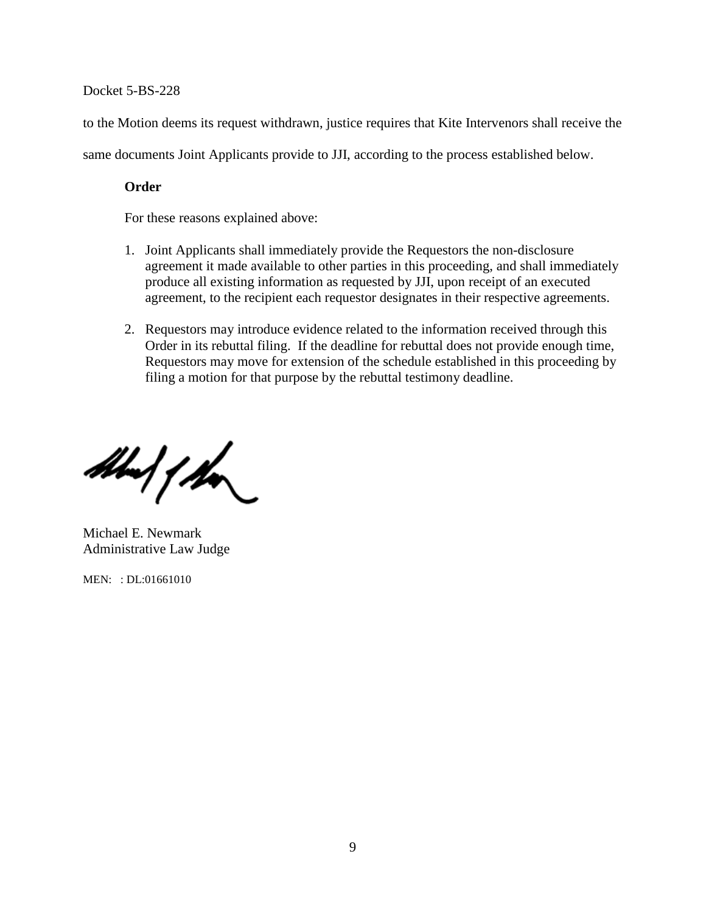to the Motion deems its request withdrawn, justice requires that Kite Intervenors shall receive the same documents Joint Applicants provide to JJI, according to the process established below.

**Order**

For these reasons explained above:

1. Joint Applicants shall immediately provide the Requestors the non-disclosure agreement it made available to other parties in this proceeding, and shall immediately produce all existing information as requested by JJI, upon receipt of an executed agreement, to the recipient each requestor designates in their respective agreements.

2. Requestors may introduce evidence related to the information received through this Order in its rebuttal filing. If the deadline for rebuttal does not provide enough time, Requestors may move for extension of the schedule established in this proceeding by filing a motion for that purpose by the rebuttal testimony deadline.

Michael E. Newmark
Administrative Law Judge

MEN: : DL:01661010